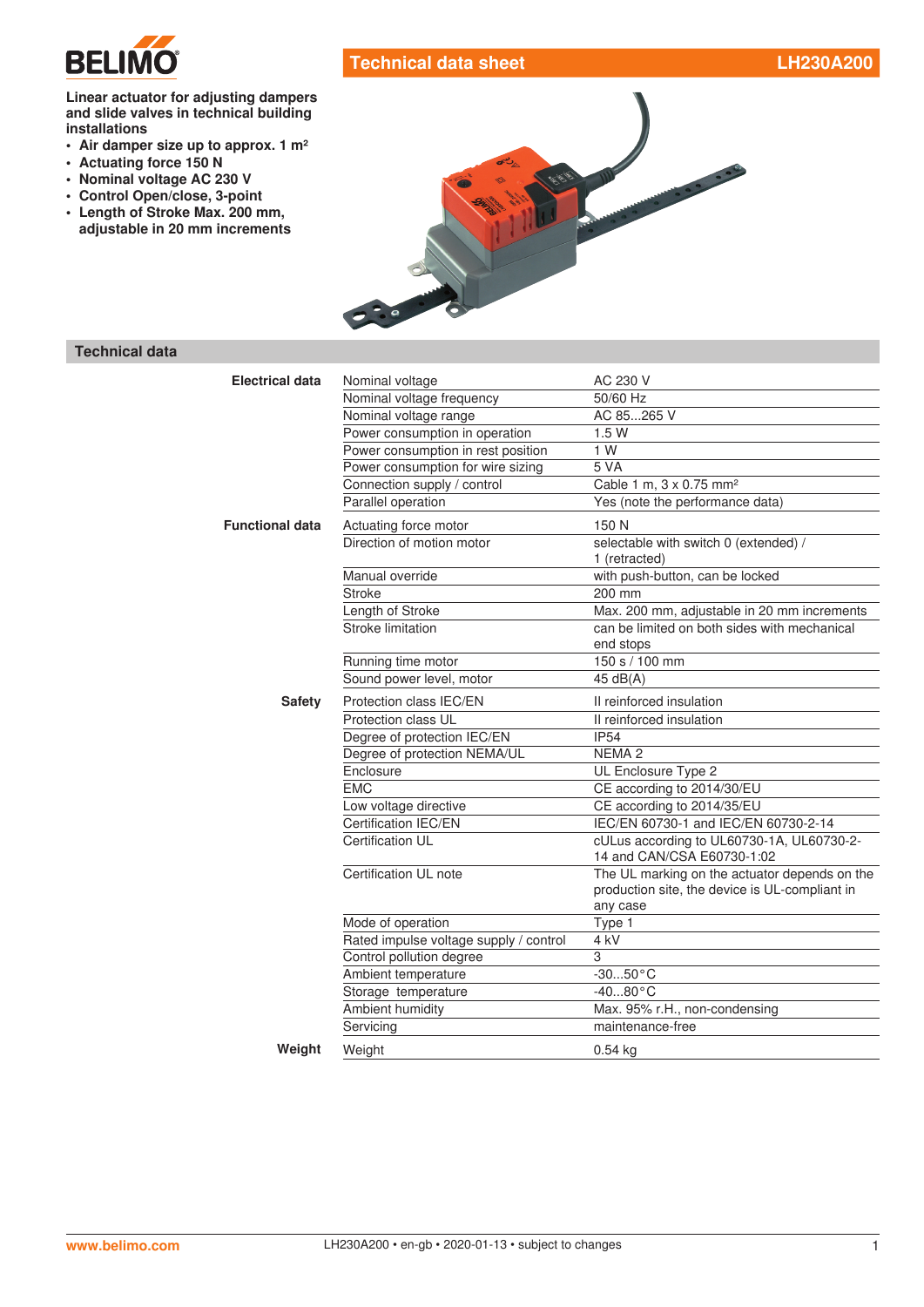# Technical data sheet LH230A200

**Linear actuator for adjusting dampers and slide valves in technical building installations**

- **Air damper size up to approx. 1 m²**
- **Actuating force 150 N**
- **Nominal voltage AC 230 V**
- **Control Open/close, 3-point**
- **Length of Stroke Max. 200 mm, adjustable in 20 mm increments**

## Technical data

| | | |
|---|---|---|
| **Electrical data** | Nominal voltage | AC 230 V |
| | Nominal voltage frequency | 50/60 Hz |
| | Nominal voltage range | AC 85...265 V |
| | Power consumption in operation | 1.5 W |
| | Power consumption in rest position | 1 W |
| | Power consumption for wire sizing | 5 VA |
| | Connection supply / control | Cable 1 m, 3 x 0.75 mm² |
| | Parallel operation | Yes (note the performance data) |
| **Functional data** | Actuating force motor | 150 N |
| | Direction of motion motor | selectable with switch 0 (extended) / 1 (retracted) |
| | Manual override | with push-button, can be locked |
| | Stroke | 200 mm |
| | Length of Stroke | Max. 200 mm, adjustable in 20 mm increments |
| | Stroke limitation | can be limited on both sides with mechanical end stops |
| | Running time motor | 150 s / 100 mm |
| | Sound power level, motor | 45 dB(A) |
| **Safety** | Protection class IEC/EN | II reinforced insulation |
| | Protection class UL | II reinforced insulation |
| | Degree of protection IEC/EN | IP54 |
| | Degree of protection NEMA/UL | NEMA 2 |
| | Enclosure | UL Enclosure Type 2 |
| | EMC | CE according to 2014/30/EU |
| | Low voltage directive | CE according to 2014/35/EU |
| | Certification IEC/EN | IEC/EN 60730-1 and IEC/EN 60730-2-14 |
| | Certification UL | cULus according to UL60730-1A, UL60730-2-14 and CAN/CSA E60730-1:02 |
| | Certification UL note | The UL marking on the actuator depends on the production site, the device is UL-compliant in any case |
| | Mode of operation | Type 1 |
| | Rated impulse voltage supply / control | 4 kV |
| | Control pollution degree | 3 |
| | Ambient temperature | -30...50°C |
| | Storage temperature | -40...80°C |
| | Ambient humidity | Max. 95% r.H., non-condensing |
| | Servicing | maintenance-free |
| **Weight** | Weight | 0.54 kg |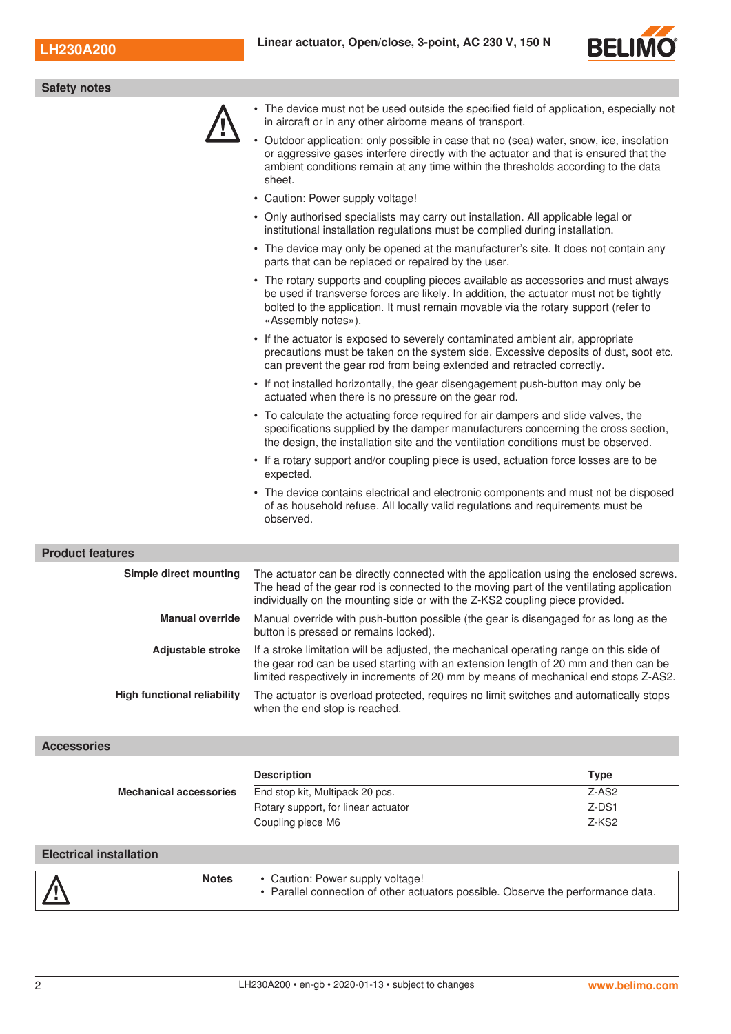## Safety notes

- The device must not be used outside the specified field of application, especially not in aircraft or in any other airborne means of transport.
- Outdoor application: only possible in case that no (sea) water, snow, ice, insolation or aggressive gases interfere directly with the actuator and that is ensured that the ambient conditions remain at any time within the thresholds according to the data sheet.
- Caution: Power supply voltage!
- Only authorised specialists may carry out installation. All applicable legal or institutional installation regulations must be complied during installation.
- The device may only be opened at the manufacturer's site. It does not contain any parts that can be replaced or repaired by the user.
- The rotary supports and coupling pieces available as accessories and must always be used if transverse forces are likely. In addition, the actuator must not be tightly bolted to the application. It must remain movable via the rotary support (refer to «Assembly notes»).
- If the actuator is exposed to severely contaminated ambient air, appropriate precautions must be taken on the system side. Excessive deposits of dust, soot etc. can prevent the gear rod from being extended and retracted correctly.
- If not installed horizontally, the gear disengagement push-button may only be actuated when there is no pressure on the gear rod.
- To calculate the actuating force required for air dampers and slide valves, the specifications supplied by the damper manufacturers concerning the cross section, the design, the installation site and the ventilation conditions must be observed.
- If a rotary support and/or coupling piece is used, actuation force losses are to be expected.
- The device contains electrical and electronic components and must not be disposed of as household refuse. All locally valid regulations and requirements must be observed.

## Product features

**Simple direct mounting**
The actuator can be directly connected with the application using the enclosed screws. The head of the gear rod is connected to the moving part of the ventilating application individually on the mounting side or with the Z-KS2 coupling piece provided.

**Manual override**
Manual override with push-button possible (the gear is disengaged for as long as the button is pressed or remains locked).

**Adjustable stroke**
If a stroke limitation will be adjusted, the mechanical operating range on this side of the gear rod can be used starting with an extension length of 20 mm and then can be limited respectively in increments of 20 mm by means of mechanical end stops Z-AS2.

**High functional reliability**
The actuator is overload protected, requires no limit switches and automatically stops when the end stop is reached.

## Accessories

| | Description | Type |
|---|---|---|
| **Mechanical accessories** | End stop kit, Multipack 20 pcs. | Z-AS2 |
| | Rotary support, for linear actuator | Z-DS1 |
| | Coupling piece M6 | Z-KS2 |

## Electrical installation

**Notes**

- Caution: Power supply voltage!
- Parallel connection of other actuators possible. Observe the performance data.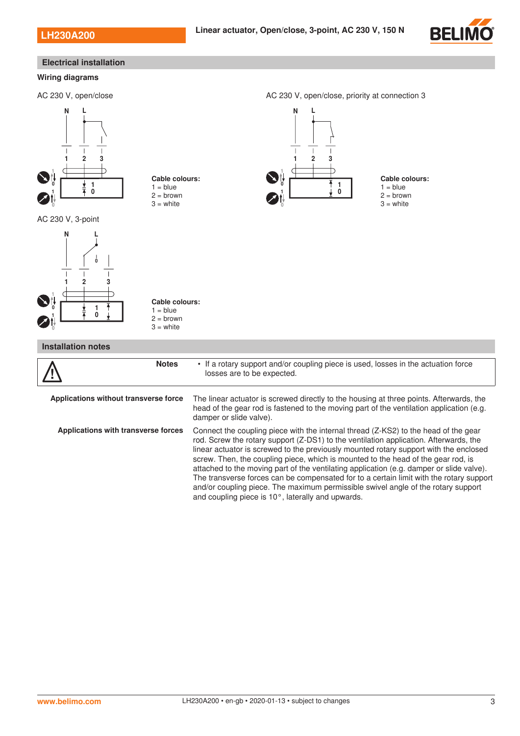## Electrical installation

### Wiring diagrams

AC 230 V, open/close

Cable colours:
1 = blue
2 = brown
3 = white

AC 230 V, open/close, priority at connection 3

Cable colours:
1 = blue
2 = brown
3 = white

AC 230 V, 3-point

Cable colours:
1 = blue
2 = brown
3 = white

## Installation notes

| | **Notes** | • If a rotary support and/or coupling piece is used, losses in the actuation force losses are to be expected. |
|---|---|---|

**Applications without transverse force**

The linear actuator is screwed directly to the housing at three points. Afterwards, the head of the gear rod is fastened to the moving part of the ventilation application (e.g. damper or slide valve).

**Applications with transverse forces**

Connect the coupling piece with the internal thread (Z-KS2) to the head of the gear rod. Screw the rotary support (Z-DS1) to the ventilation application. Afterwards, the linear actuator is screwed to the previously mounted rotary support with the enclosed screw. Then, the coupling piece, which is mounted to the head of the gear rod, is attached to the moving part of the ventilating application (e.g. damper or slide valve). The transverse forces can be compensated for to a certain limit with the rotary support and/or coupling piece. The maximum permissible swivel angle of the rotary support and coupling piece is 10°, laterally and upwards.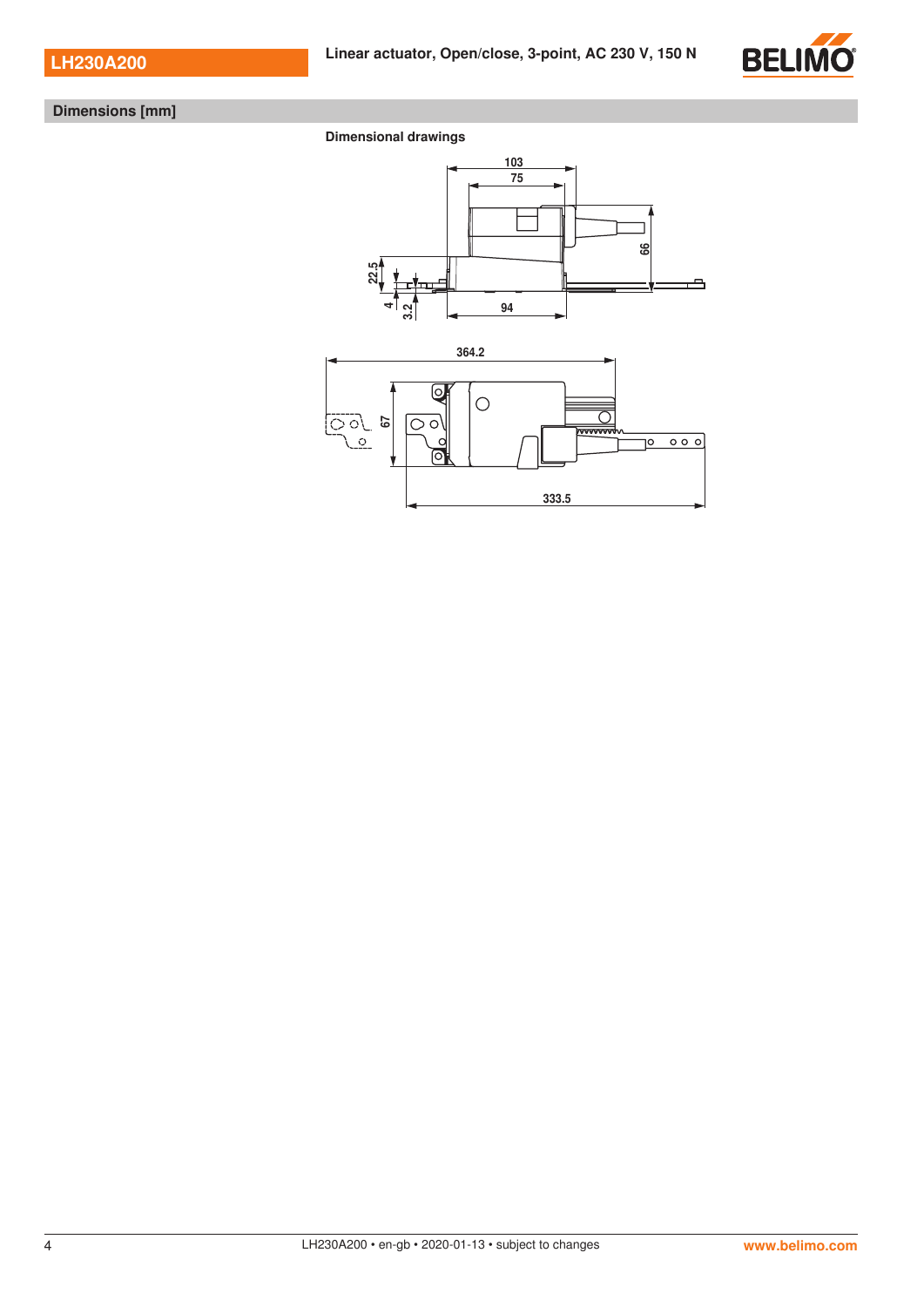LH230A200

Linear actuator, Open/close, 3-point, AC 230 V, 150 N

## Dimensions [mm]

### Dimensional drawings

103
75
66
22.5
4
3.2
94

364.2
67
333.5